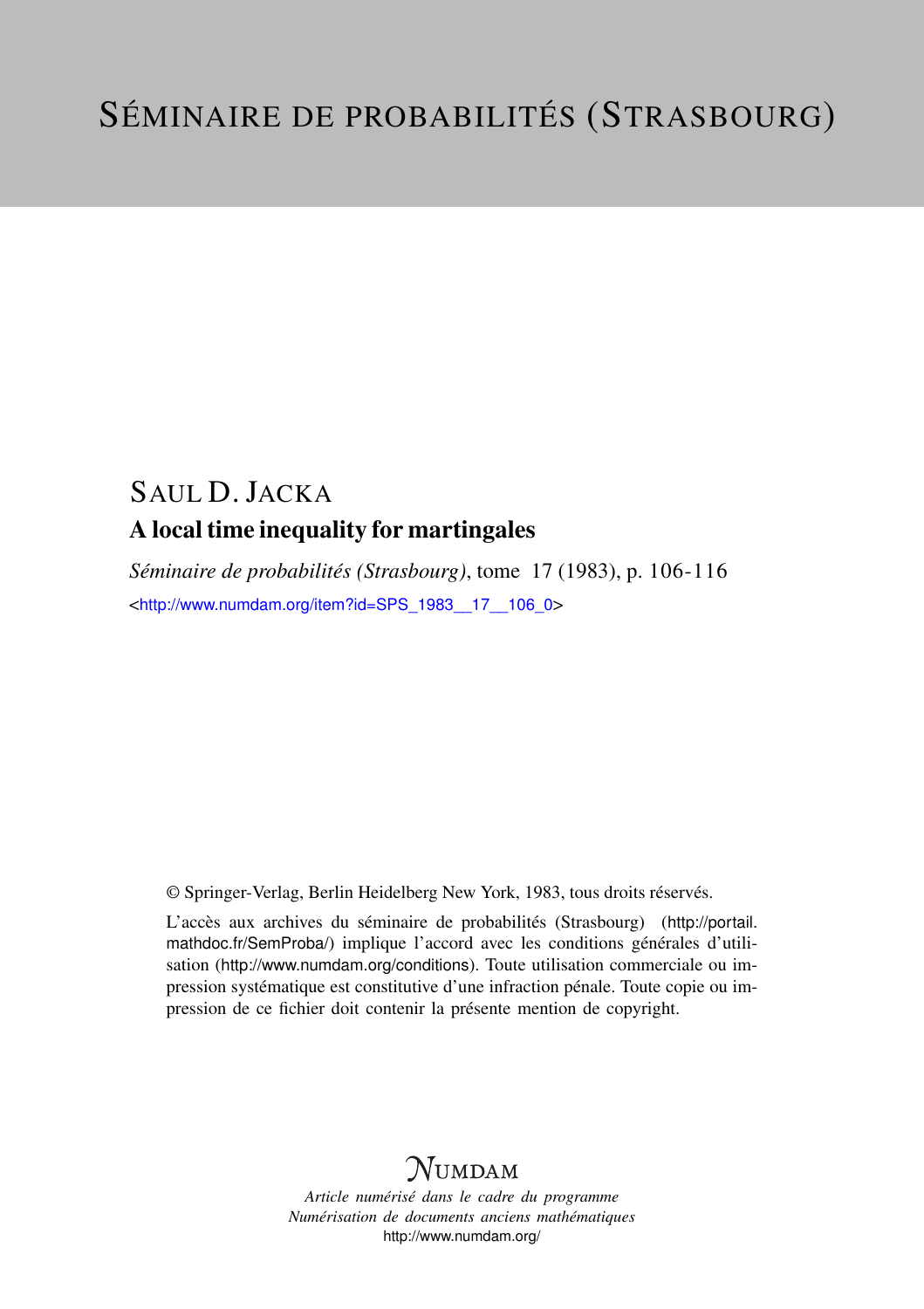# Séminaire de probabilités (Strasbourg)

## Saul D. Jacka

### A local time inequality for martingales

*Séminaire de probabilités (Strasbourg)*, tome 17 (1983), p. 106-116

<http://www.numdam.org/item?id=SPS_1983__17__106_0>

© Springer-Verlag, Berlin Heidelberg New York, 1983, tous droits réservés.

L'accès aux archives du séminaire de probabilités (Strasbourg) (http://portail.mathdoc.fr/SemProba/) implique l'accord avec les conditions générales d'utilisation (http://www.numdam.org/conditions). Toute utilisation commerciale ou impression systématique est constitutive d'une infraction pénale. Toute copie ou impression de ce fichier doit contenir la présente mention de copyright.

NUMDAM

*Article numérisé dans le cadre du programme*
*Numérisation de documents anciens mathématiques*
http://www.numdam.org/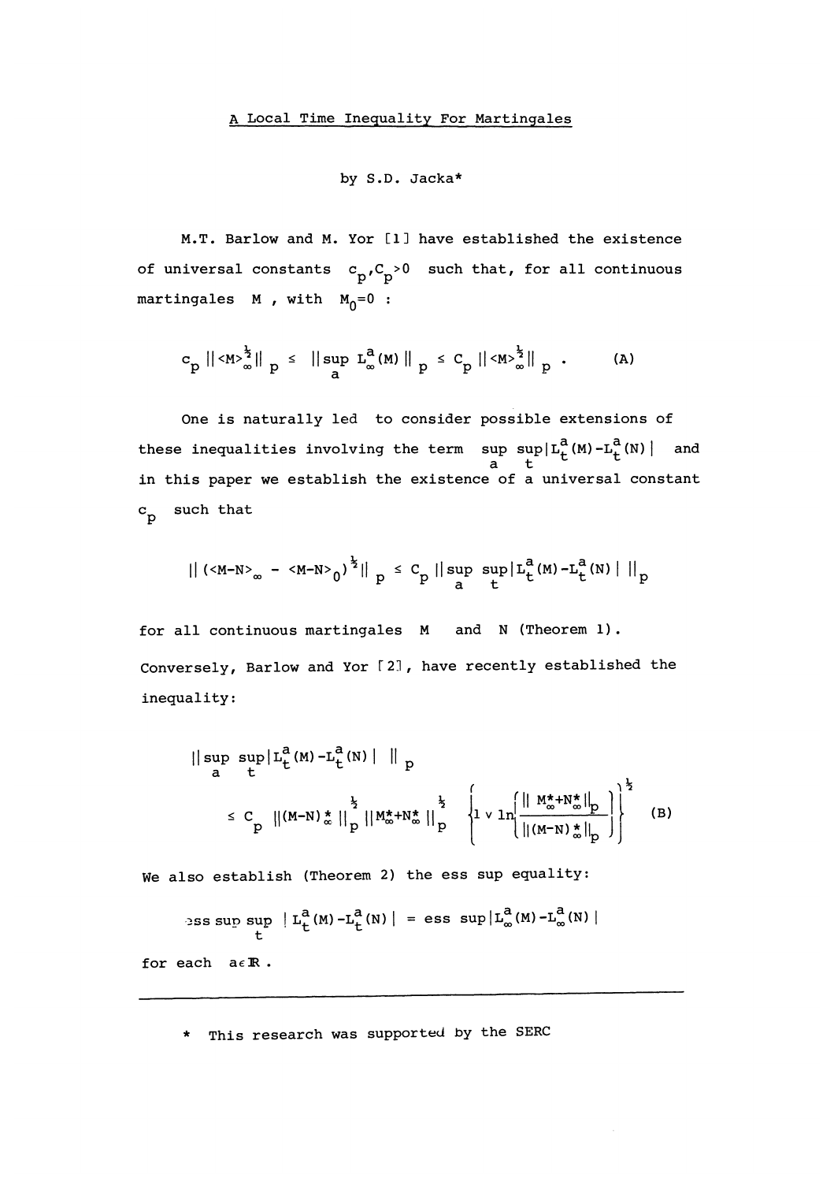# A Local Time Inequality For Martingales

by S.D. Jacka*

M.T. Barlow and M. Yor [1] have established the existence of universal constants $c_p, C_p > 0$ such that, for all continuous martingales $M$, with $M_0 = 0$ :

$$c_p \,||\langle M\rangle_\infty^{\frac{1}{2}}||_p \leq ||\sup_a L_\infty^a(M)||_p \leq C_p \,||\langle M\rangle_\infty^{\frac{1}{2}}||_p . \tag{A}$$

One is naturally led to consider possible extensions of these inequalities involving the term $\sup_a \sup_t |L_t^a(M) - L_t^a(N)|$ and in this paper we establish the existence of a universal constant $c_p$ such that

$$||(\langle M-N\rangle_\infty - \langle M-N\rangle_0)^{\frac{1}{2}}||_p \leq c_p \,||\sup_a \sup_t |L_t^a(M) - L_t^a(N)|\,||_p$$

for all continuous martingales $M$ and $N$ (Theorem 1). Conversely, Barlow and Yor [2], have recently established the inequality:

$$||\sup_a \sup_t |L_t^a(M) - L_t^a(N)|\,||_p \leq C_p \,||(M-N)_\infty^*||_p^{\frac{1}{2}} \,||M_\infty^* + N_\infty^*||_p^{\frac{1}{2}} \left\{1 \vee \ln\left\{\frac{||M_\infty^* + N_\infty^*||_p}{||(M-N)_\infty^*||_p}\right\}\right\}^{\frac{1}{2}} \tag{B}$$

We also establish (Theorem 2) the ess sup equality:

$$\text{ess sup} \sup_t |L_t^a(M) - L_t^a(N)| = \text{ess sup} |L_\infty^a(M) - L_\infty^a(N)|$$

for each $a \in \mathbb{R}$.

---

\* This research was supported by the SERC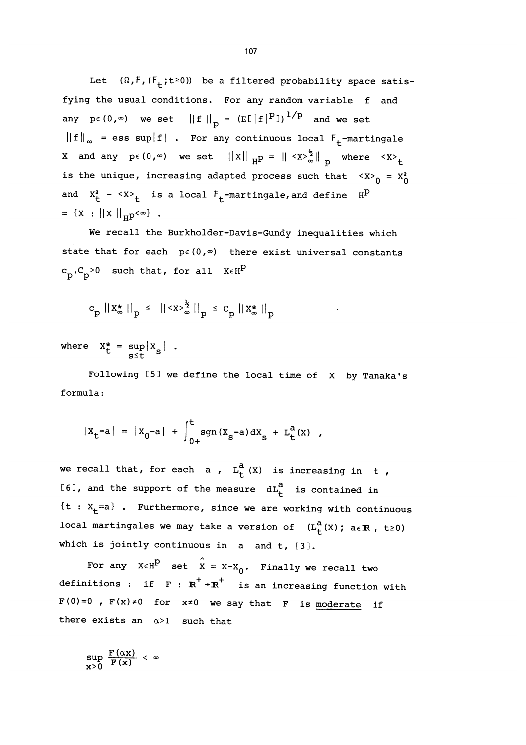Let $(\Omega, F, (F_t; t \geq 0))$ be a filtered probability space satisfying the usual conditions. For any random variable $f$ and any $p \in (0,\infty)$ we set $\|f\|_p = (E[|f|^p])^{1/p}$ and we set $\|f\|_\infty = \text{ess sup}|f|$. For any continuous local $F_t$-martingale $X$ and any $p \in (0,\infty)$ we set $\|X\|_{H^p} = \| \langle X \rangle_\infty^{\frac{1}{2}} \|_p$ where $\langle X \rangle_t$ is the unique, increasing adapted process such that $\langle X \rangle_0 = X_0^2$ and $X_t^2 - \langle X \rangle_t$ is a local $F_t$-martingale, and define $H^p = \{X : \|X\|_{H^p} < \infty\}$.

We recall the Burkholder-Davis-Gundy inequalities which state that for each $p \in (0,\infty)$ there exist universal constants $c_p, C_p > 0$ such that, for all $X \in H^p$

$$c_p \|X_\infty^*\|_p \leq \|\langle X \rangle_\infty^{\frac{1}{2}}\|_p \leq C_p \|X_\infty^*\|_p$$

where $X_t^* = \sup_{s \leq t} |X_s|$.

Following [5] we define the local time of $X$ by Tanaka's formula:

$$|X_t - a| = |X_0 - a| + \int_{0+}^t \text{sgn}(X_s - a)\, dX_s + L_t^a(X) ,$$

we recall that, for each $a$, $L_t^a(X)$ is increasing in $t$, [6], and the support of the measure $dL_t^a$ is contained in $\{t : X_t = a\}$. Furthermore, since we are working with continuous local martingales we may take a version of $(L_t^a(X); a \in \mathbb{R}, t \geq 0)$ which is jointly continuous in $a$ and $t$, [3].

For any $X \in H^p$ set $\hat{X} = X - X_0$. Finally we recall two definitions : if $F : \mathbb{R}^+ \to \mathbb{R}^+$ is an increasing function with $F(0) = 0$, $F(x) \neq 0$ for $x \neq 0$ we say that $F$ is <u>moderate</u> if there exists an $\alpha > 1$ such that

$$\sup_{x>0} \frac{F(\alpha x)}{F(x)} < \infty$$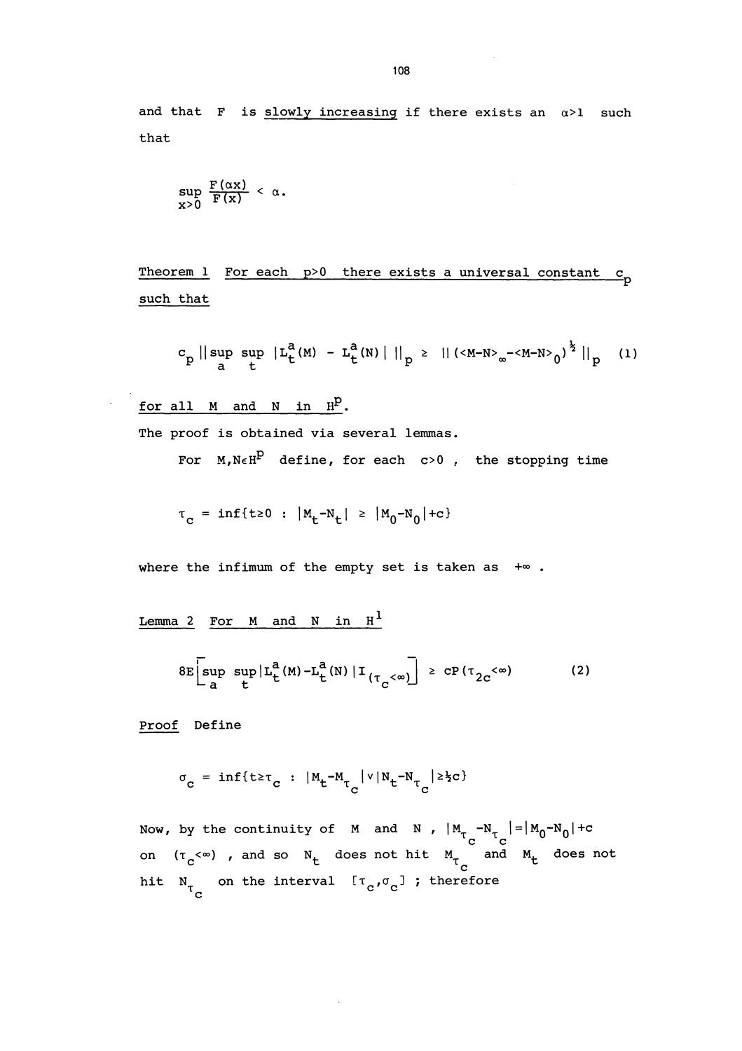and that $F$ is <u>slowly increasing</u> if there exists an $\alpha>1$ such that

$$\sup_{x>0} \frac{F(\alpha x)}{F(x)} < \alpha.$$

<u>Theorem 1 For each $p>0$ there exists a universal constant $c_p$ such that</u>

$$c_p \,\|\sup_a \sup_t |L_t^a(M) - L_t^a(N)|\,\|_p \geq \|(\langle M-N\rangle_\infty - \langle M-N\rangle_0)^{\frac{1}{2}}\|_p \quad (1)$$

<u>for all $M$ and $N$ in $H^p$.</u>

The proof is obtained via several lemmas.

For $M,N\in H^p$ define, for each $c>0$, the stopping time

$$\tau_c = \inf\{t\geq 0 \;:\; |M_t - N_t| \geq |M_0-N_0|+c\}$$

where the infimum of the empty set is taken as $+\infty$.

<u>Lemma 2 For $M$ and $N$ in $H^1$</u>

$$8E\left[\sup_a \sup_t |L_t^a(M)-L_t^a(N)|\,I_{(\tau_c<\infty)}\right] \geq cP(\tau_{2c}<\infty) \quad (2)$$

<u>Proof</u> Define

$$\sigma_c = \inf\{t\geq\tau_c \;:\; |M_t-M_{\tau_c}|\vee|N_t-N_{\tau_c}|\geq\tfrac{1}{2}c\}$$

Now, by the continuity of $M$ and $N$, $|M_{\tau_c}-N_{\tau_c}|=|M_0-N_0|+c$ on $(\tau_c<\infty)$, and so $N_t$ does not hit $M_{\tau_c}$ and $M_t$ does not hit $N_{\tau_c}$ on the interval $[\tau_c,\sigma_c]$ ; therefore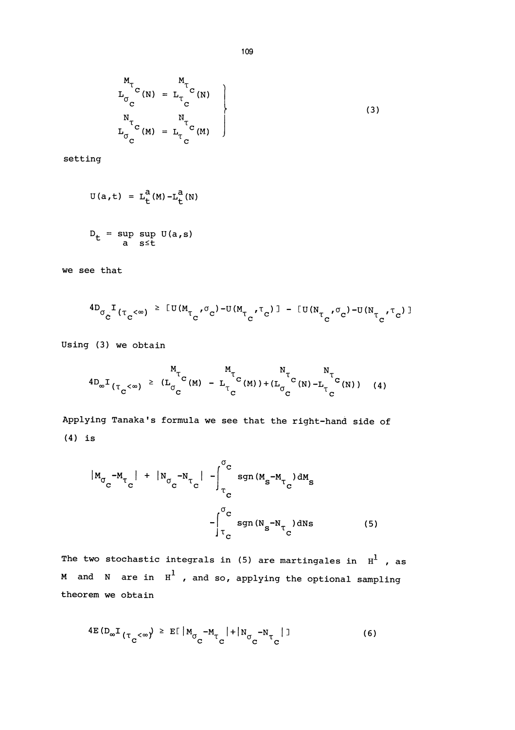$$
\left.
\begin{aligned}
L_{\sigma_c}^{M_{\tau_c}}(N) &= L_{\tau_c}^{M_{\tau_c}}(N) \\
L_{\sigma_c}^{N_{\tau_c}}(M) &= L_{\tau_c}^{N_{\tau_c}}(M)
\end{aligned}
\right\} \tag{3}
$$

setting

$$U(a,t) = L_t^a(M) - L_t^a(N)$$

$$D_t = \sup_a \sup_{s \le t} U(a,s)$$

we see that

$$4D_{\sigma_c} I_{(\tau_c < \infty)} \ge [U(M_{\tau_c}, \sigma_c) - U(M_{\tau_c}, \tau_c)] - [U(N_{\tau_c}, \sigma_c) - U(N_{\tau_c}, \tau_c)]$$

Using (3) we obtain

$$4D_\infty I_{(\tau_c < \infty)} \ge (L_{\sigma_c}^{M_{\tau_c}}(M) - L_{\tau_c}^{M_{\tau_c}}(M)) + (L_{\sigma_c}^{N_{\tau_c}}(N) - L_{\tau_c}^{N_{\tau_c}}(N)) \tag{4}$$

Applying Tanaka's formula we see that the right-hand side of (4) is

$$|M_{\sigma_c} - M_{\tau_c}| + |N_{\sigma_c} - N_{\tau_c}| - \int_{\tau_c}^{\sigma_c} \operatorname{sgn}(M_s - M_{\tau_c}) dM_s - \int_{\tau_c}^{\sigma_c} \operatorname{sgn}(N_s - N_{\tau_c}) dN_s \tag{5}$$

The two stochastic integrals in (5) are martingales in $H^1$, as $M$ and $N$ are in $H^1$, and so, applying the optional sampling theorem we obtain

$$4E(D_\infty I_{(\tau_c < \infty)}) \ge E[|M_{\sigma_c} - M_{\tau_c}| + |N_{\sigma_c} - N_{\tau_c}|] \tag{6}$$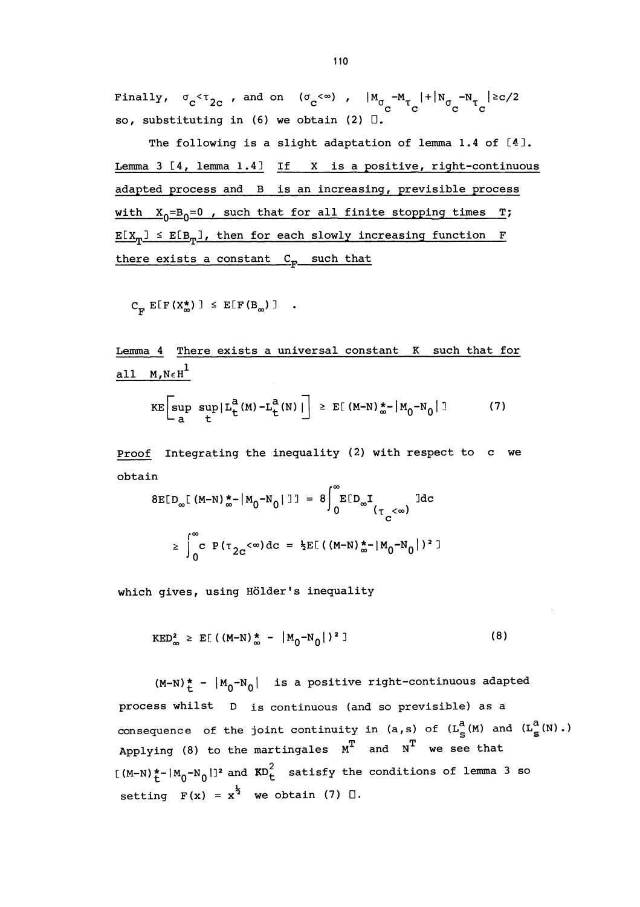Finally, $\sigma_c < \tau_{2c}$, and on $(\sigma_c<\infty)$, $|M_{\sigma_c} - M_{\tau_c}| + |N_{\sigma_c} - N_{\tau_c}| \geq c/2$ so, substituting in (6) we obtain (2) □.

The following is a slight adaptation of lemma 1.4 of [4].

Lemma 3 [4, lemma 1.4] If $X$ is a positive, right-continuous adapted process and $B$ is an increasing, previsible process with $X_0 = B_0 = 0$, such that for all finite stopping times $T$; $E[X_T] \leq E[B_T]$, then for each slowly increasing function $F$ there exists a constant $C_F$ such that

$$C_F \, E[F(X^*_\infty)] \leq E[F(B_\infty)] \quad .$$

Lemma 4 There exists a universal constant $K$ such that for all $M, N \in H^1$

$$KE\left[\sup_a \sup_t |L^a_t(M) - L^a_t(N)|\right] \geq E[(M-N)^*_\infty - |M_0 - N_0|] \tag{7}$$

Proof Integrating the inequality (2) with respect to $c$ we obtain

$$8E[D_\infty[(M-N)^*_\infty - |M_0-N_0|]] = 8\int_0^\infty E[D_\infty I_{(\tau_c<\infty)}]dc$$

$$\geq \int_0^\infty c \; P(\tau_{2c}<\infty)dc = \tfrac{1}{2}E[((M-N)^*_\infty - |M_0-N_0|)^2]$$

which gives, using Hölder's inequality

$$KED^2_\infty \geq E[((M-N)^*_\infty - |M_0-N_0|)^2] \tag{8}$$

$(M-N)^*_t - |M_0 - N_0|$ is a positive right-continuous adapted process whilst $D$ is continuous (and so previsible) as a consequence of the joint continuity in $(a,s)$ of $(L^a_s(M)$ and $(L^a_s(N).)$ Applying (8) to the martingales $M^T$ and $N^T$ we see that $[(M-N)^*_t - |M_0-N_0|]^2$ and $KD^2_t$ satisfy the conditions of lemma 3 so setting $F(x) = x^{\frac{1}{2}}$ we obtain (7) □.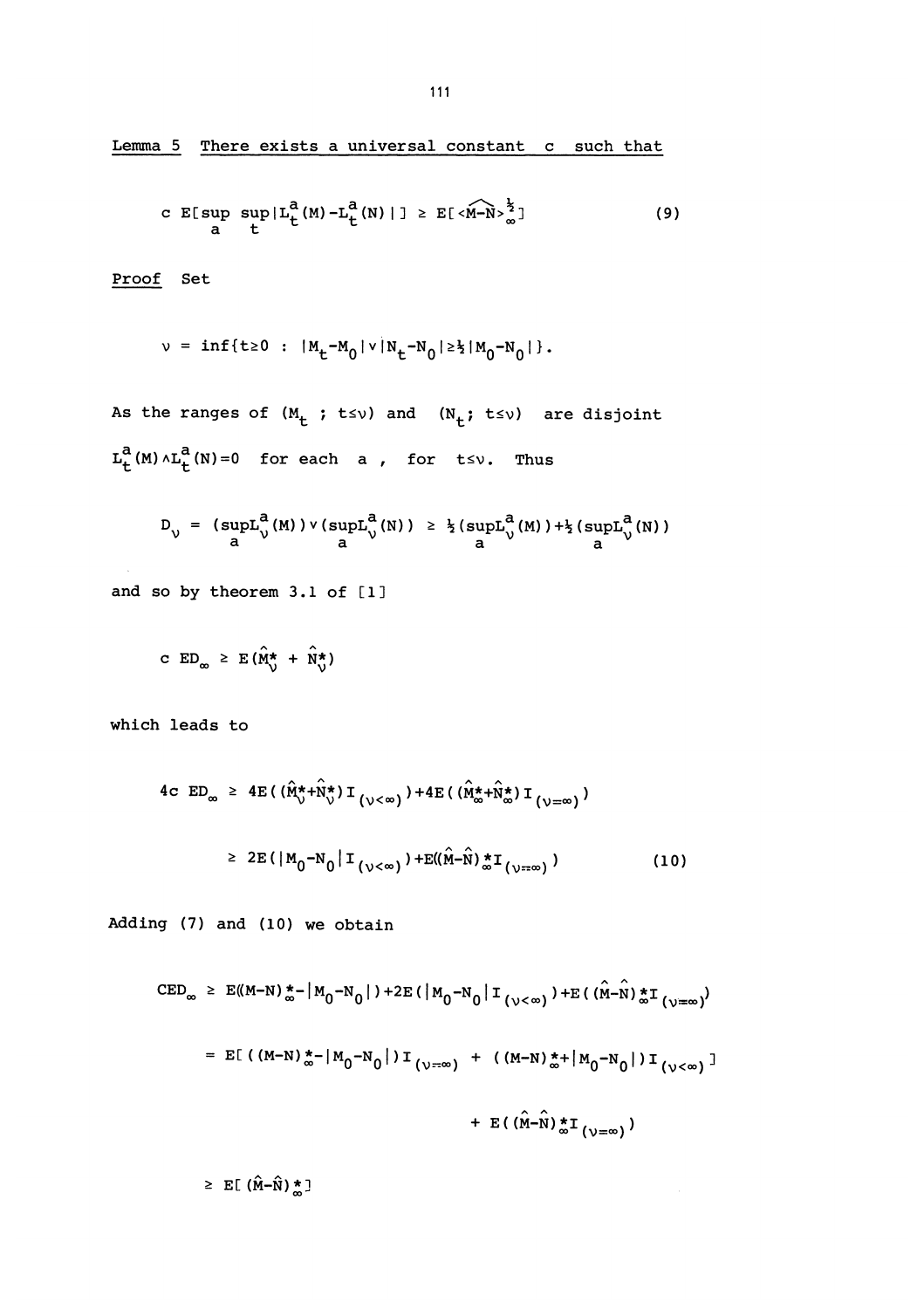Lemma 5 There exists a universal constant $c$ such that

$$c\, E[\sup_a \sup_t |L_t^a(M) - L_t^a(N)|] \geq E[\langle \widehat{M-N} \rangle_\infty^{\frac{1}{2}}] \tag{9}$$

Proof Set

$$\nu = \inf\{t \geq 0 \;:\; |M_t - M_0| \vee |N_t - N_0| \geq \tfrac{1}{2}|M_0 - N_0|\}.$$

As the ranges of $(M_t\;;\; t \leq \nu)$ and $(N_t;\; t \leq \nu)$ are disjoint $L_t^a(M) \wedge L_t^a(N) = 0$ for each $a$, for $t \leq \nu$. Thus

$$D_\nu = (\sup_a L_\nu^a(M)) \vee (\sup_a L_\nu^a(N)) \geq \tfrac{1}{2}(\sup_a L_\nu^a(M)) + \tfrac{1}{2}(\sup_a L_\nu^a(N))$$

and so by theorem 3.1 of [1]

$$c\, ED_\infty \geq E(\hat{M}_\nu^* + \hat{N}_\nu^*)$$

which leads to

$$\begin{aligned}
4c\, ED_\infty &\geq 4E((\hat{M}_\nu^* + \hat{N}_\nu^*) I_{(\nu<\infty)}) + 4E((\hat{M}_\infty^* + \hat{N}_\infty^*) I_{(\nu=\infty)}) \\
&\geq 2E(|M_0 - N_0| I_{(\nu<\infty)}) + E((\hat{M} - \hat{N})_\infty^* I_{(\nu=\infty)})
\end{aligned} \tag{10}$$

Adding (7) and (10) we obtain

$$\begin{aligned}
CED_\infty &\geq E((M-N)_\infty^* - |M_0 - N_0|) + 2E(|M_0 - N_0| I_{(\nu<\infty)}) + E((\hat{M} - \hat{N})_\infty^* I_{(\nu=\infty)}) \\
&= E[((M-N)_\infty^* - |M_0 - N_0|) I_{(\nu=\infty)} + ((M-N)_\infty^* + |M_0 - N_0|) I_{(\nu<\infty)}] \\
&\qquad\qquad + E((\hat{M} - \hat{N})_\infty^* I_{(\nu=\infty)}) \\
&\geq E[(\hat{M} - \hat{N})_\infty^*]
\end{aligned}$$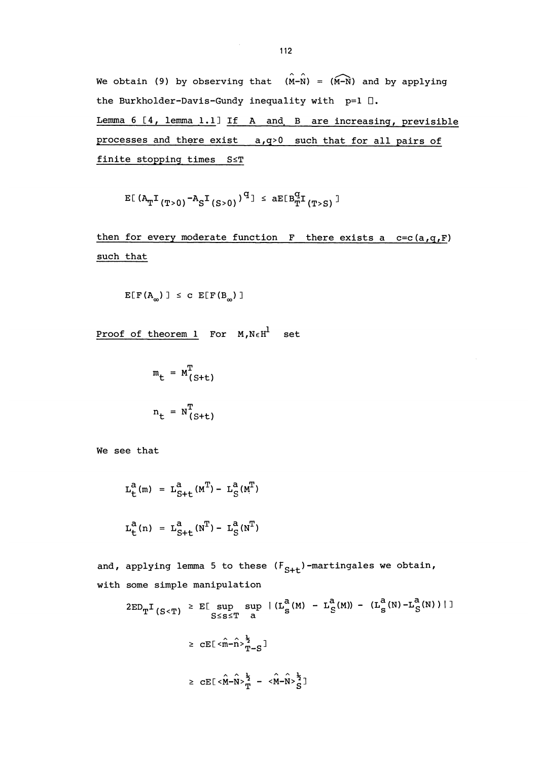We obtain (9) by observing that $(\hat{M}-\hat{N}) = (\widehat{M-N})$ and by applying the Burkholder-Davis-Gundy inequality with $p=1$ □.

<u>Lemma 6 [4, lemma 1.1] If $A$ and $B$ are increasing, previsible processes and there exist $a,q>0$ such that for all pairs of finite stopping times $S \leq T$</u>

$$E[(A_T I_{(T>0)} - A_S I_{(S>0)})^q] \leq aE[B_T^q I_{(T>S)}]$$

<u>then for every moderate function $F$ there exists a $c=c(a,q,F)$ such that</u>

$$E[F(A_\infty)] \leq c\, E[F(B_\infty)]$$

<u>Proof of theorem 1</u> For $M,N \in H^1$ set

$$m_t = M^T_{(S+t)}$$

$$n_t = N^T_{(S+t)}$$

We see that

$$L^a_t(m) = L^a_{S+t}(M^T) - L^a_S(M^T)$$

$$L^a_t(n) = L^a_{S+t}(N^T) - L^a_S(N^T)$$

and, applying lemma 5 to these $(F_{S+t})$-martingales we obtain, with some simple manipulation

$$2ED_T I_{(S<T)} \geq E[\sup_{S \leq s \leq T} \sup_a |(L^a_s(M) - L^a_S(M)) - (L^a_s(N) - L^a_S(N))|]$$

$$\geq cE[\langle \hat{m}-\hat{n}\rangle^{\frac{1}{2}}_{T-S}]$$

$$\geq cE[\langle \hat{M}-\hat{N}\rangle^{\frac{1}{2}}_T - \langle \hat{M}-\hat{N}\rangle^{\frac{1}{2}}_S]$$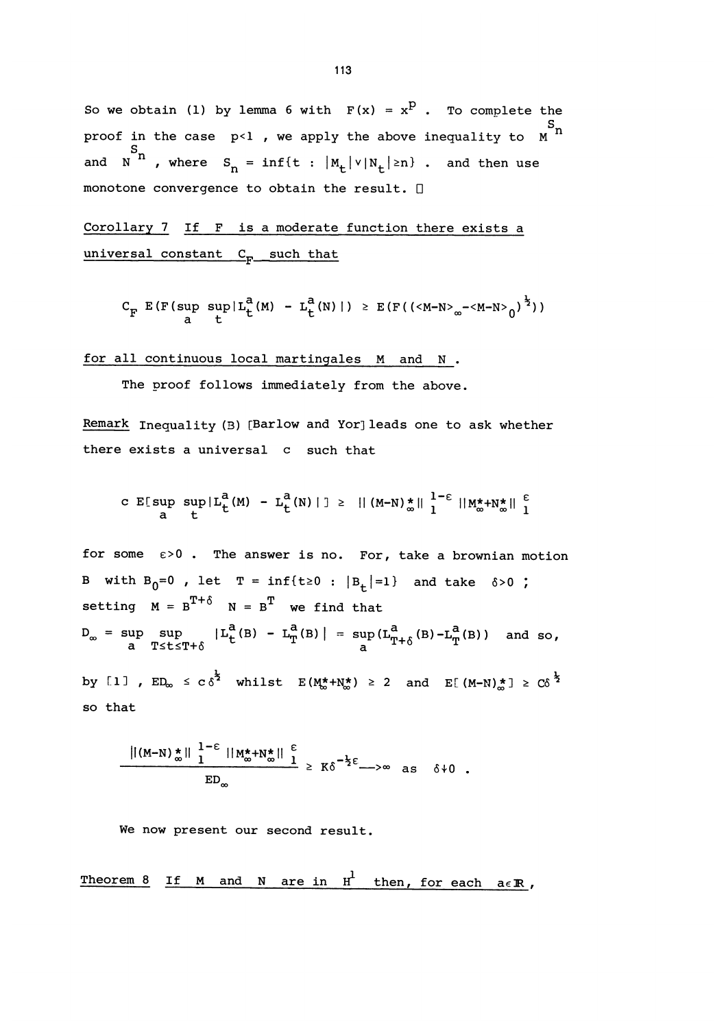So we obtain (1) by lemma 6 with $F(x) = x^p$. To complete the proof in the case $p<1$, we apply the above inequality to $M^{S_n}$ and $N^{S_n}$, where $S_n = \inf\{t : |M_t| \vee |N_t| \geq n\}$. and then use monotone convergence to obtain the result. □

<u>Corollary 7 If $F$ is a moderate function there exists a universal constant $C_F$ such that</u>

$$C_F \, E(F(\sup_a \sup_t |L_t^a(M) - L_t^a(N)|) \geq E(F((\langle M-N\rangle_\infty - \langle M-N\rangle_0)^{\frac{1}{2}}))$$

<u>for all continuous local martingales $M$ and $N$.</u>

The proof follows immediately from the above.

<u>Remark</u> Inequality (B) [Barlow and Yor] leads one to ask whether there exists a universal $c$ such that

$$c \, E[\sup_a \sup_t |L_t^a(M) - L_t^a(N)|] \geq \|(M-N)_\infty^*\|_1^{1-\varepsilon} \, \|M_\infty^* + N_\infty^*\|_1^{\varepsilon}$$

for some $\varepsilon>0$. The answer is no. For, take a brownian motion $B$ with $B_0=0$, let $T = \inf\{t \geq 0 : |B_t| = 1\}$ and take $\delta>0$; setting $M = B^{T+\delta}$ $N = B^T$ we find that

$D_\infty = \sup_a \sup_{T \leq t \leq T+\delta} |L_t^a(B) - L_T^a(B)| = \sup_a (L_{T+\delta}^a(B) - L_T^a(B))$ and so,

by [1], $ED_\infty \leq c\delta^{\frac{1}{2}}$ whilst $E(M_\infty^* + N_\infty^*) \geq 2$ and $E[(M-N)_\infty^*] \geq C\delta^{\frac{1}{2}}$ so that

$$\frac{\|(M-N)_\infty^*\|_1^{1-\varepsilon} \, \|M_\infty^* + N_\infty^*\|_1^{\varepsilon}}{ED_\infty} \geq K\delta^{-\frac{1}{2}\varepsilon} \longrightarrow \infty \quad \text{as} \quad \delta \downarrow 0 .$$

We now present our second result.

<u>Theorem 8 If $M$ and $N$ are in $H^1$ then, for each $a \in \mathbb{R}$,</u>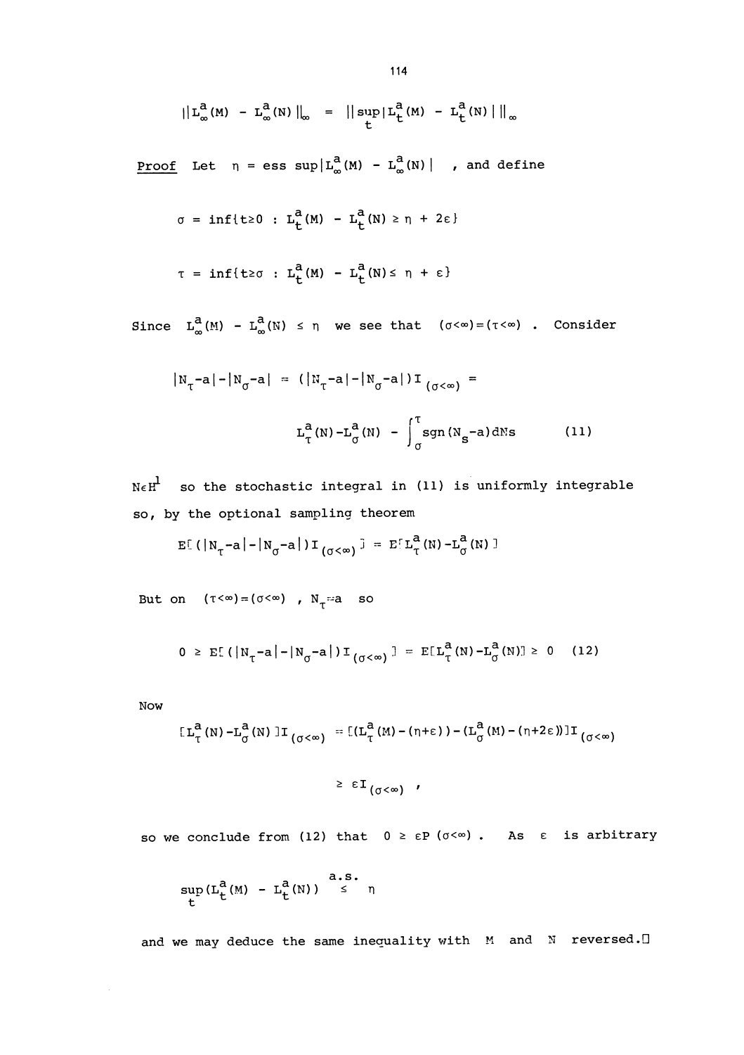$$\|L^a_\infty(M) - L^a_\infty(N)\|_\infty = \|\sup_t |L^a_t(M) - L^a_t(N)|\|_\infty$$

__Proof__ Let $\eta = \text{ess sup}|L^a_\infty(M) - L^a_\infty(N)|$ , and define

$$\sigma = \inf\{t\geq 0 : L^a_t(M) - L^a_t(N) \geq \eta + 2\varepsilon\}$$

$$\tau = \inf\{t\geq\sigma : L^a_t(M) - L^a_t(N) \leq \eta + \varepsilon\}$$

Since $L^a_\infty(M) - L^a_\infty(N) \leq \eta$ we see that $(\sigma<\infty) = (\tau<\infty)$ . Consider

$$|N_\tau - a| - |N_\sigma - a| = (|N_\tau - a| - |N_\sigma - a|)I_{(\sigma<\infty)} =$$

$$L^a_\tau(N) - L^a_\sigma(N) - \int_\sigma^\tau \text{sgn}(N_s - a)dN_s \qquad (11)$$

$N\in H^1$ so the stochastic integral in (11) is uniformly integrable so, by the optional sampling theorem

$$E[(|N_\tau - a| - |N_\sigma - a|)I_{(\sigma<\infty)}] = E[L^a_\tau(N) - L^a_\sigma(N)]$$

But on $(\tau<\infty) = (\sigma<\infty)$ , $N_\tau = a$ so

$$0 \geq E[(|N_\tau - a| - |N_\sigma - a|)I_{(\sigma<\infty)}] = E[L^a_\tau(N) - L^a_\sigma(N)] \geq 0 \qquad (12)$$

Now

$$[L^a_\tau(N) - L^a_\sigma(N)]I_{(\sigma<\infty)} = [(L^a_\tau(M) - (\eta+\varepsilon)) - (L^a_\sigma(M) - (\eta+2\varepsilon))]I_{(\sigma<\infty)}$$

$$\geq \varepsilon I_{(\sigma<\infty)} ,$$

so we conclude from (12) that $0 \geq \varepsilon P(\sigma<\infty)$ . As $\varepsilon$ is arbitrary

$$\sup_t (L^a_t(M) - L^a_t(N)) \overset{\text{a.s.}}{\leq} \eta$$

and we may deduce the same inequality with $M$ and $N$ reversed.□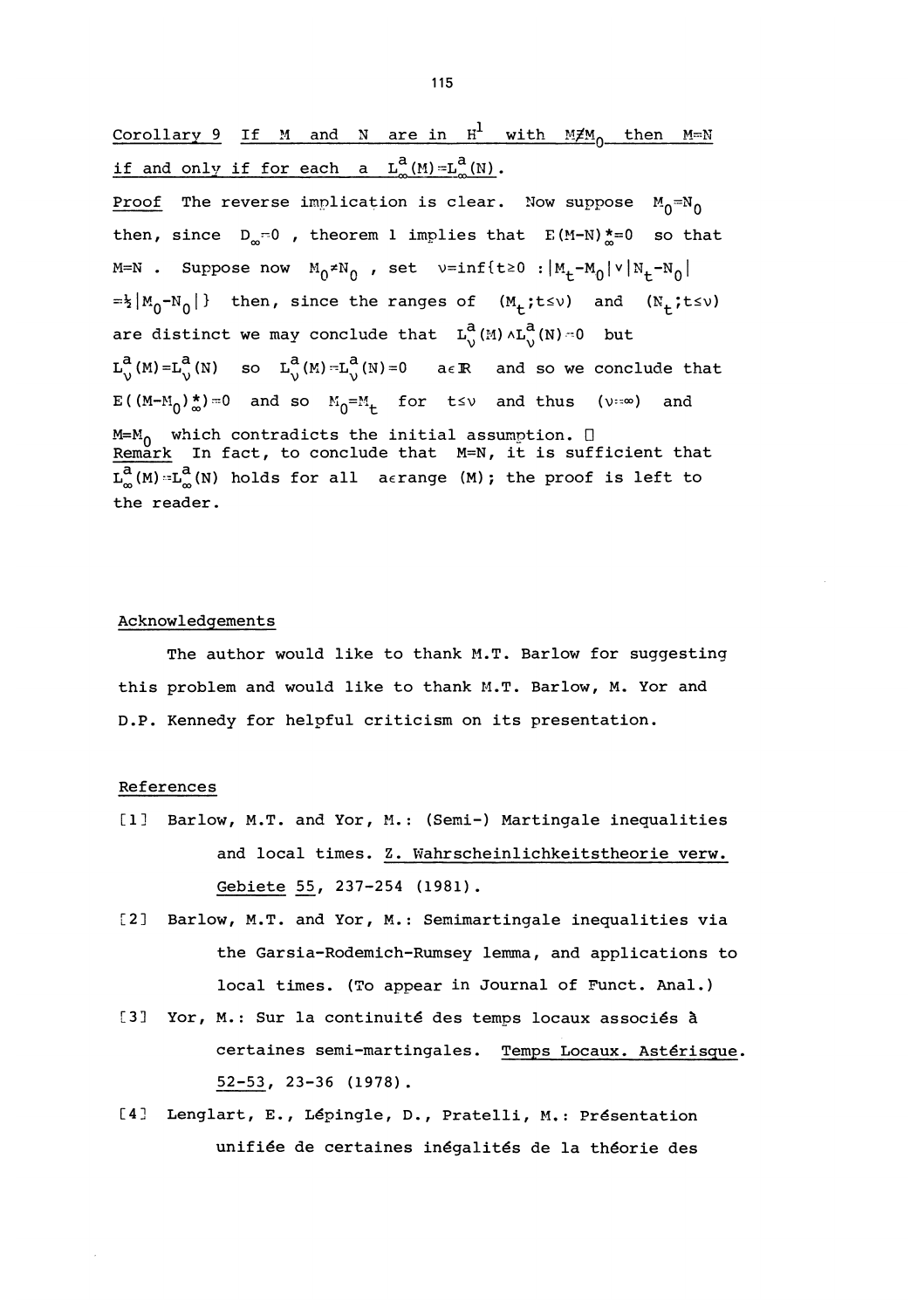Corollary 9 If $M$ and $N$ are in $H^1$ with $M \not\equiv M_0$ then $M=N$ if and only if for each $a$ $L^a_\infty(M) = L^a_\infty(N)$.

Proof The reverse implication is clear. Now suppose $M_0 = N_0$ then, since $D_\infty = 0$, theorem 1 implies that $E(M-N)^*_\infty = 0$ so that $M=N$. Suppose now $M_0 \neq N_0$, set $\nu = \inf\{t \geq 0 : |M_t - M_0| \vee |N_t - N_0| = \frac{1}{2}|M_0 - N_0|\}$ then, since the ranges of $(M_t; t \leq \nu)$ and $(N_t; t \leq \nu)$ are distinct we may conclude that $L^a_\nu(M) \wedge L^a_\nu(N) = 0$ but $L^a_\nu(M) = L^a_\nu(N)$ so $L^a_\nu(M) = L^a_\nu(N) = 0$ $a \in \mathbb{R}$ and so we conclude that $E((M-M_0)^*_\infty) = 0$ and so $M_0 = M_t$ for $t \leq \nu$ and thus $(\nu = \infty)$ and $M = M_0$ which contradicts the initial assumption. □

Remark In fact, to conclude that $M=N$, it is sufficient that $L^a_\infty(M) = L^a_\infty(N)$ holds for all $a \in$ range $(M)$; the proof is left to the reader.

## Acknowledgements

The author would like to thank M.T. Barlow for suggesting this problem and would like to thank M.T. Barlow, M. Yor and D.P. Kennedy for helpful criticism on its presentation.

## References

[1] Barlow, M.T. and Yor, M.: (Semi-) Martingale inequalities and local times. Z. Wahrscheinlichkeitstheorie verw. Gebiete 55, 237-254 (1981).

[2] Barlow, M.T. and Yor, M.: Semimartingale inequalities via the Garsia-Rodemich-Rumsey lemma, and applications to local times. (To appear in Journal of Funct. Anal.)

[3] Yor, M.: Sur la continuité des temps locaux associés à certaines semi-martingales. Temps Locaux. Astérisque. 52-53, 23-36 (1978).

[4] Lenglart, E., Lépingle, D., Pratelli, M.: Présentation unifiée de certaines inégalités de la théorie des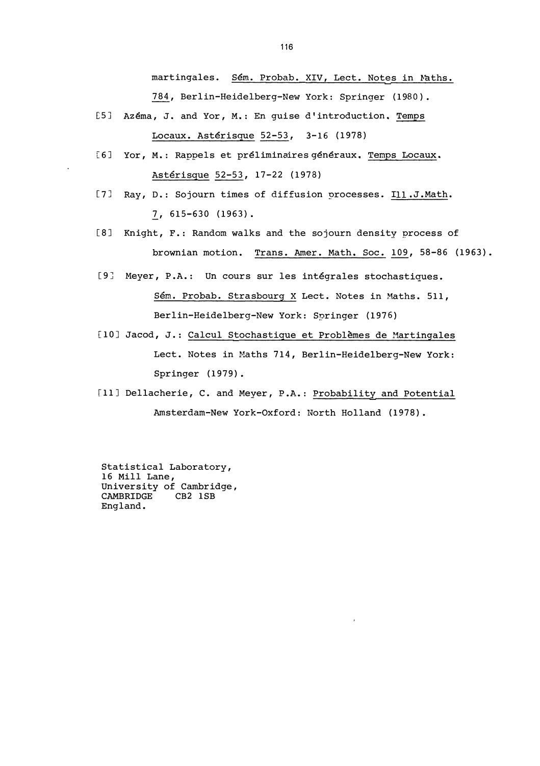martingales. Sém. Probab. XIV, Lect. Notes in Maths. 784, Berlin-Heidelberg-New York: Springer (1980).

[5] Azéma, J. and Yor, M.: En guise d'introduction. Temps Locaux. Astérisque 52-53, 3-16 (1978)

[6] Yor, M.: Rappels et préliminaires généraux. Temps Locaux. Astérisque 52-53, 17-22 (1978)

[7] Ray, D.: Sojourn times of diffusion processes. Ill.J.Math. 7, 615-630 (1963).

[8] Knight, F.: Random walks and the sojourn density process of brownian motion. Trans. Amer. Math. Soc. 109, 58-86 (1963).

[9] Meyer, P.A.: Un cours sur les intégrales stochastiques. Sém. Probab. Strasbourg X Lect. Notes in Maths. 511, Berlin-Heidelberg-New York: Springer (1976)

[10] Jacod, J.: Calcul Stochastique et Problèmes de Martingales Lect. Notes in Maths 714, Berlin-Heidelberg-New York: Springer (1979).

[11] Dellacherie, C. and Meyer, P.A.: Probability and Potential Amsterdam-New York-Oxford: North Holland (1978).

Statistical Laboratory,
16 Mill Lane,
University of Cambridge,
CAMBRIDGE CB2 1SB
England.